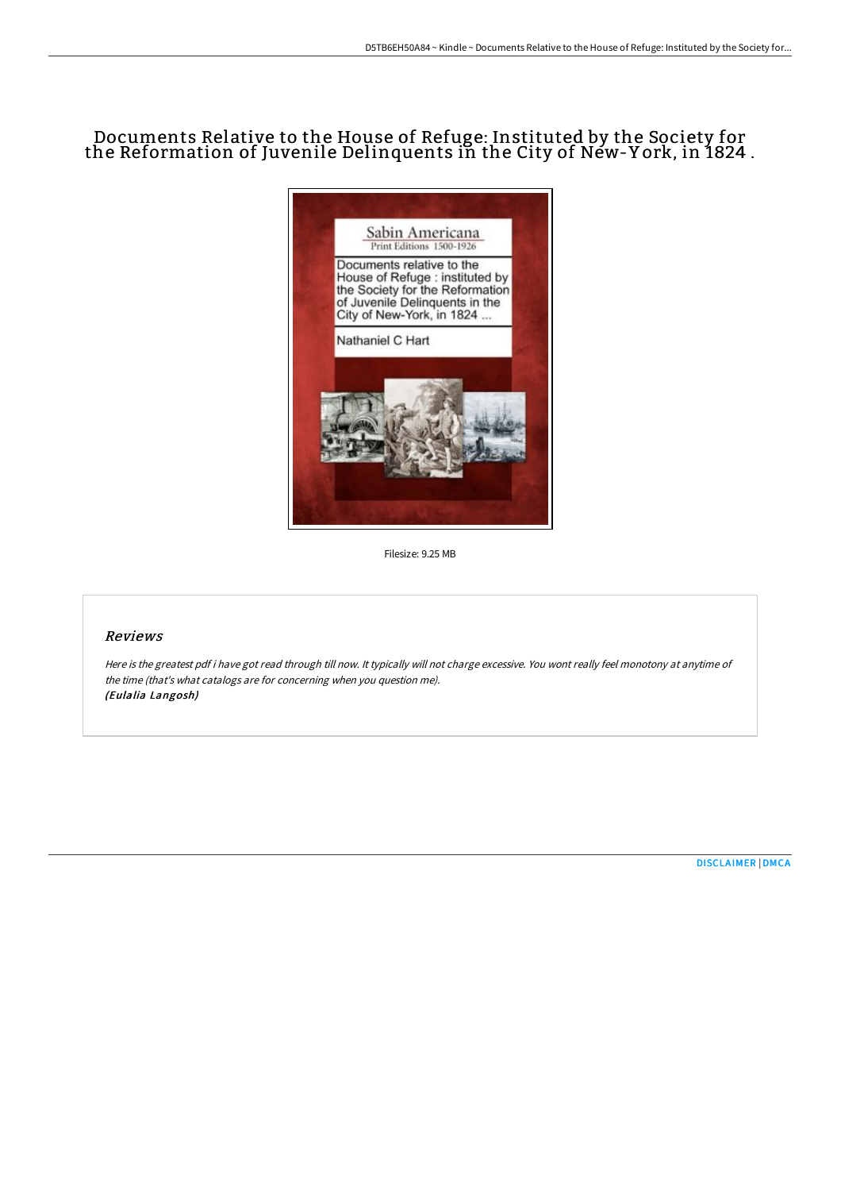# Documents Relative to the House of Refuge: Instituted by the Society for the Reformation of Juvenile Delinquents in the City of New-York, in 1824 .

Filesize: 9.25 MB

## Reviews

*Here is the greatest pdf i have got read through till now. It typically will not charge excessive. You wont really feel monotony at anytime of the time (that's what catalogs are for concerning when you question me).*
***(Eulalia Langosh)***

DISCLAIMER | DMCA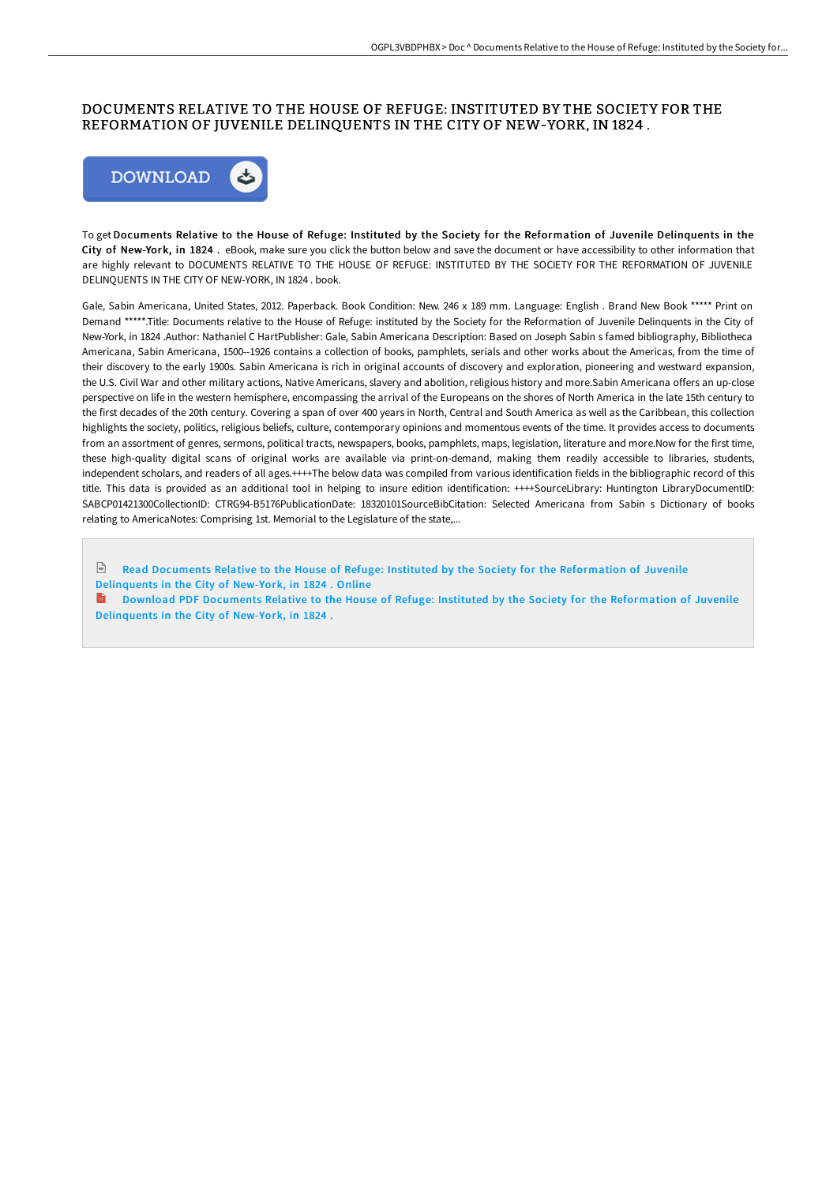# DOCUMENTS RELATIVE TO THE HOUSE OF REFUGE: INSTITUTED BY THE SOCIETY FOR THE REFORMATION OF JUVENILE DELINQUENTS IN THE CITY OF NEW-YORK, IN 1824 .

DOWNLOAD

To get **Documents Relative to the House of Refuge: Instituted by the Society for the Reformation of Juvenile Delinquents in the City of New-York, in 1824 .** eBook, make sure you click the button below and save the document or have accessibility to other information that are highly relevant to DOCUMENTS RELATIVE TO THE HOUSE OF REFUGE: INSTITUTED BY THE SOCIETY FOR THE REFORMATION OF JUVENILE DELINQUENTS IN THE CITY OF NEW-YORK, IN 1824 . book.

Gale, Sabin Americana, United States, 2012. Paperback. Book Condition: New. 246 x 189 mm. Language: English . Brand New Book ***** Print on Demand *****.Title: Documents relative to the House of Refuge: instituted by the Society for the Reformation of Juvenile Delinquents in the City of New-York, in 1824 .Author: Nathaniel C HartPublisher: Gale, Sabin Americana Description: Based on Joseph Sabin s famed bibliography, Bibliotheca Americana, Sabin Americana, 1500--1926 contains a collection of books, pamphlets, serials and other works about the Americas, from the time of their discovery to the early 1900s. Sabin Americana is rich in original accounts of discovery and exploration, pioneering and westward expansion, the U.S. Civil War and other military actions, Native Americans, slavery and abolition, religious history and more.Sabin Americana offers an up-close perspective on life in the western hemisphere, encompassing the arrival of the Europeans on the shores of North America in the late 15th century to the first decades of the 20th century. Covering a span of over 400 years in North, Central and South America as well as the Caribbean, this collection highlights the society, politics, religious beliefs, culture, contemporary opinions and momentous events of the time. It provides access to documents from an assortment of genres, sermons, political tracts, newspapers, books, pamphlets, maps, legislation, literature and more.Now for the first time, these high-quality digital scans of original works are available via print-on-demand, making them readily accessible to libraries, students, independent scholars, and readers of all ages.++++The below data was compiled from various identification fields in the bibliographic record of this title. This data is provided as an additional tool in helping to insure edition identification: ++++SourceLibrary: Huntington LibraryDocumentID: SABCP01421300CollectionID: CTRG94-B5176PublicationDate: 18320101SourceBibCitation: Selected Americana from Sabin s Dictionary of books relating to AmericaNotes: Comprising 1st. Memorial to the Legislature of the state,...

Read Documents Relative to the House of Refuge: Instituted by the Society for the Reformation of Juvenile Delinquents in the City of New-York, in 1824 . Online

Download PDF Documents Relative to the House of Refuge: Instituted by the Society for the Reformation of Juvenile Delinquents in the City of New-York, in 1824 .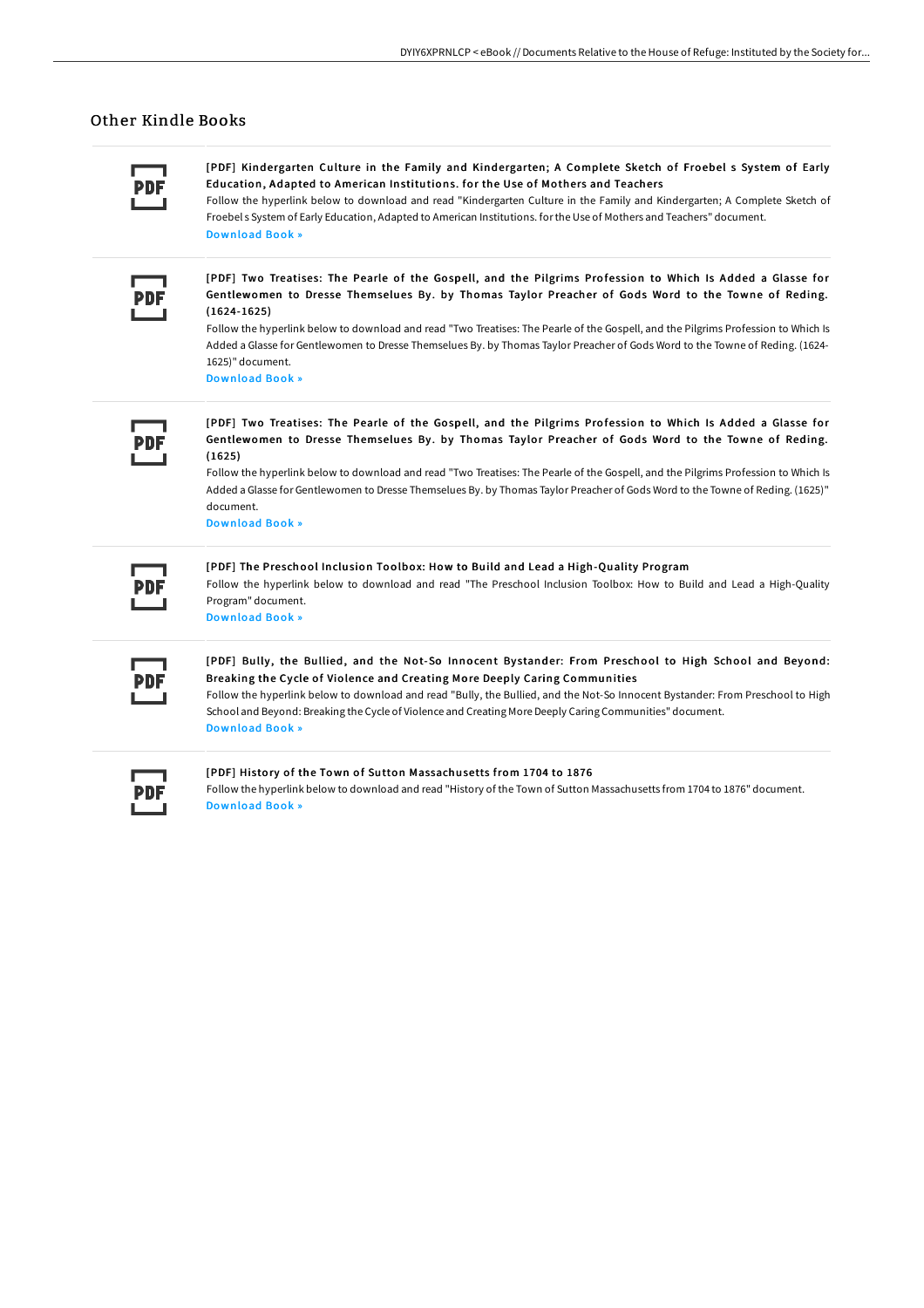## Other Kindle Books

**[PDF] Kindergarten Culture in the Family and Kindergarten; A Complete Sketch of Froebel s System of Early Education, Adapted to American Institutions. for the Use of Mothers and Teachers**

Follow the hyperlink below to download and read "Kindergarten Culture in the Family and Kindergarten; A Complete Sketch of Froebel s System of Early Education, Adapted to American Institutions. for the Use of Mothers and Teachers" document.

Download Book »

**[PDF] Two Treatises: The Pearle of the Gospell, and the Pilgrims Profession to Which Is Added a Glasse for Gentlewomen to Dresse Themselues By. by Thomas Taylor Preacher of Gods Word to the Towne of Reding. (1624-1625)**

Follow the hyperlink below to download and read "Two Treatises: The Pearle of the Gospell, and the Pilgrims Profession to Which Is Added a Glasse for Gentlewomen to Dresse Themselues By. by Thomas Taylor Preacher of Gods Word to the Towne of Reding. (1624-1625)" document.

Download Book »

**[PDF] Two Treatises: The Pearle of the Gospell, and the Pilgrims Profession to Which Is Added a Glasse for Gentlewomen to Dresse Themselues By. by Thomas Taylor Preacher of Gods Word to the Towne of Reding. (1625)**

Follow the hyperlink below to download and read "Two Treatises: The Pearle of the Gospell, and the Pilgrims Profession to Which Is Added a Glasse for Gentlewomen to Dresse Themselues By. by Thomas Taylor Preacher of Gods Word to the Towne of Reding. (1625)" document.

Download Book »

**[PDF] The Preschool Inclusion Toolbox: How to Build and Lead a High-Quality Program**

Follow the hyperlink below to download and read "The Preschool Inclusion Toolbox: How to Build and Lead a High-Quality Program" document.

Download Book »

**[PDF] Bully, the Bullied, and the Not-So Innocent Bystander: From Preschool to High School and Beyond: Breaking the Cycle of Violence and Creating More Deeply Caring Communities**

Follow the hyperlink below to download and read "Bully, the Bullied, and the Not-So Innocent Bystander: From Preschool to High School and Beyond: Breaking the Cycle of Violence and Creating More Deeply Caring Communities" document.

Download Book »

**[PDF] History of the Town of Sutton Massachusetts from 1704 to 1876**

Follow the hyperlink below to download and read "History of the Town of Sutton Massachusetts from 1704 to 1876" document.

Download Book »